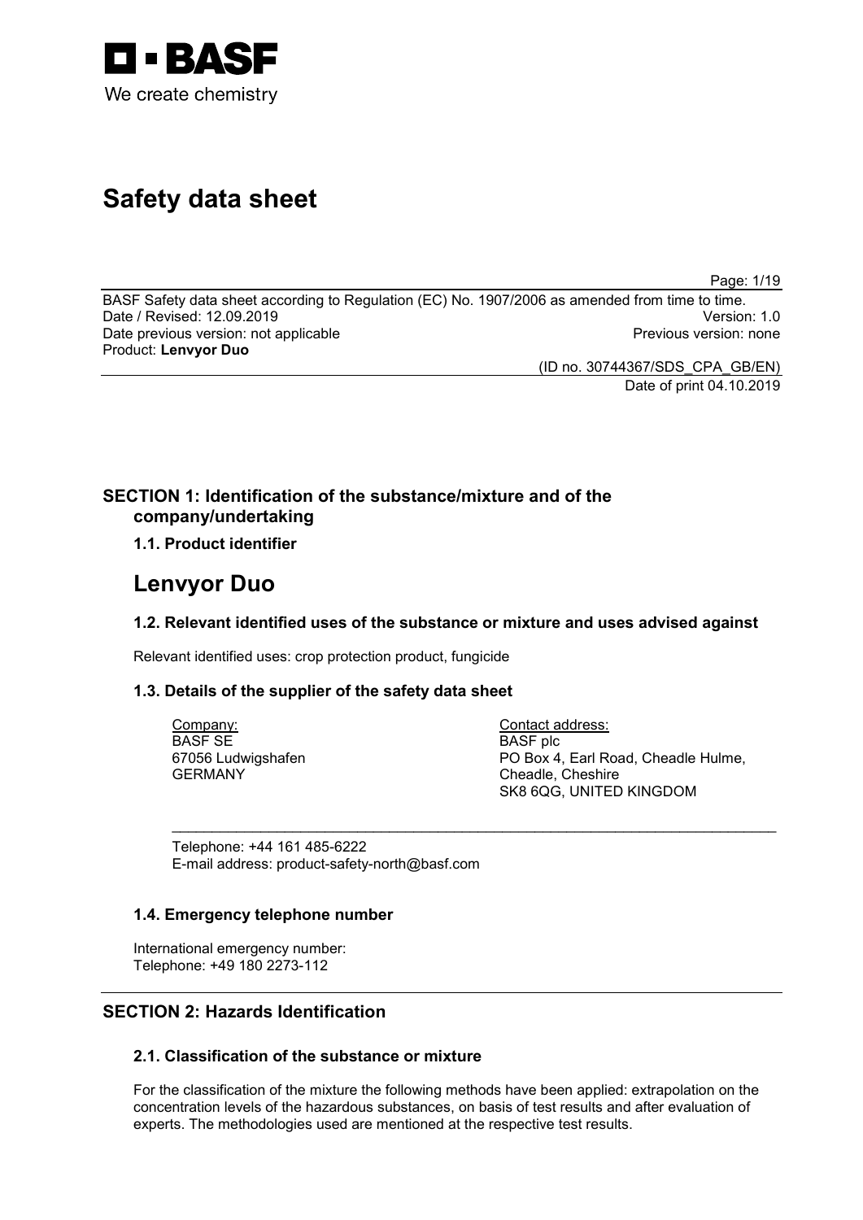BASF

We create chemistry

# Safety data sheet

BASF Safety data sheet according to Regulation (EC) No. 1907/2006 as amended from time to time.
Date / Revised: 12.09.2019 Version: 1.0
Date previous version: not applicable Previous version: none
Product: **Lenvyor Duo**

(ID no. 30744367/SDS_CPA_GB/EN)
Date of print 04.10.2019

## SECTION 1: Identification of the substance/mixture and of the company/undertaking

### 1.1. Product identifier

# Lenvyor Duo

### 1.2. Relevant identified uses of the substance or mixture and uses advised against

Relevant identified uses: crop protection product, fungicide

### 1.3. Details of the supplier of the safety data sheet

Company:
BASF SE
67056 Ludwigshafen
GERMANY

Contact address:
BASF plc
PO Box 4, Earl Road, Cheadle Hulme,
Cheadle, Cheshire
SK8 6QG, UNITED KINGDOM

Telephone: +44 161 485-6222
E-mail address: product-safety-north@basf.com

### 1.4. Emergency telephone number

International emergency number:
Telephone: +49 180 2273-112

## SECTION 2: Hazards Identification

### 2.1. Classification of the substance or mixture

For the classification of the mixture the following methods have been applied: extrapolation on the concentration levels of the hazardous substances, on basis of test results and after evaluation of experts. The methodologies used are mentioned at the respective test results.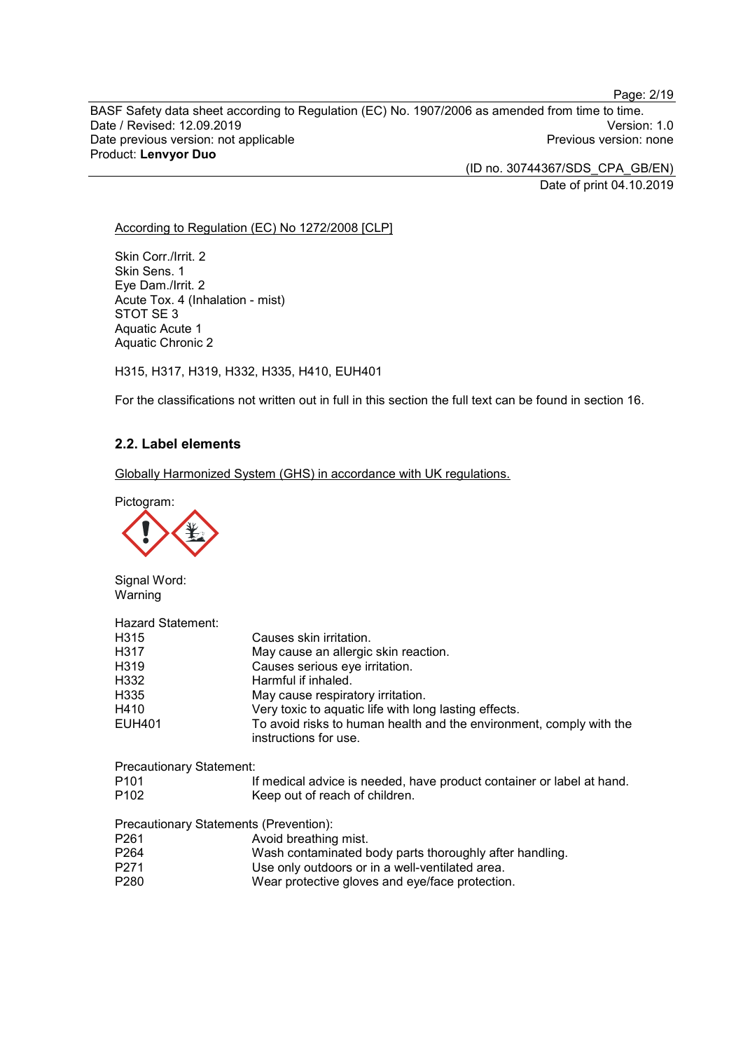According to Regulation (EC) No 1272/2008 [CLP]

Skin Corr./Irrit. 2
Skin Sens. 1
Eye Dam./Irrit. 2
Acute Tox. 4 (Inhalation - mist)
STOT SE 3
Aquatic Acute 1
Aquatic Chronic 2

H315, H317, H319, H332, H335, H410, EUH401

For the classifications not written out in full in this section the full text can be found in section 16.

### 2.2. Label elements

Globally Harmonized System (GHS) in accordance with UK regulations.

Pictogram:

Signal Word:
Warning

Hazard Statement:

| | |
|---|---|
| H315 | Causes skin irritation. |
| H317 | May cause an allergic skin reaction. |
| H319 | Causes serious eye irritation. |
| H332 | Harmful if inhaled. |
| H335 | May cause respiratory irritation. |
| H410 | Very toxic to aquatic life with long lasting effects. |
| EUH401 | To avoid risks to human health and the environment, comply with the instructions for use. |

Precautionary Statement:

| | |
|---|---|
| P101 | If medical advice is needed, have product container or label at hand. |
| P102 | Keep out of reach of children. |

Precautionary Statements (Prevention):

| | |
|---|---|
| P261 | Avoid breathing mist. |
| P264 | Wash contaminated body parts thoroughly after handling. |
| P271 | Use only outdoors or in a well-ventilated area. |
| P280 | Wear protective gloves and eye/face protection. |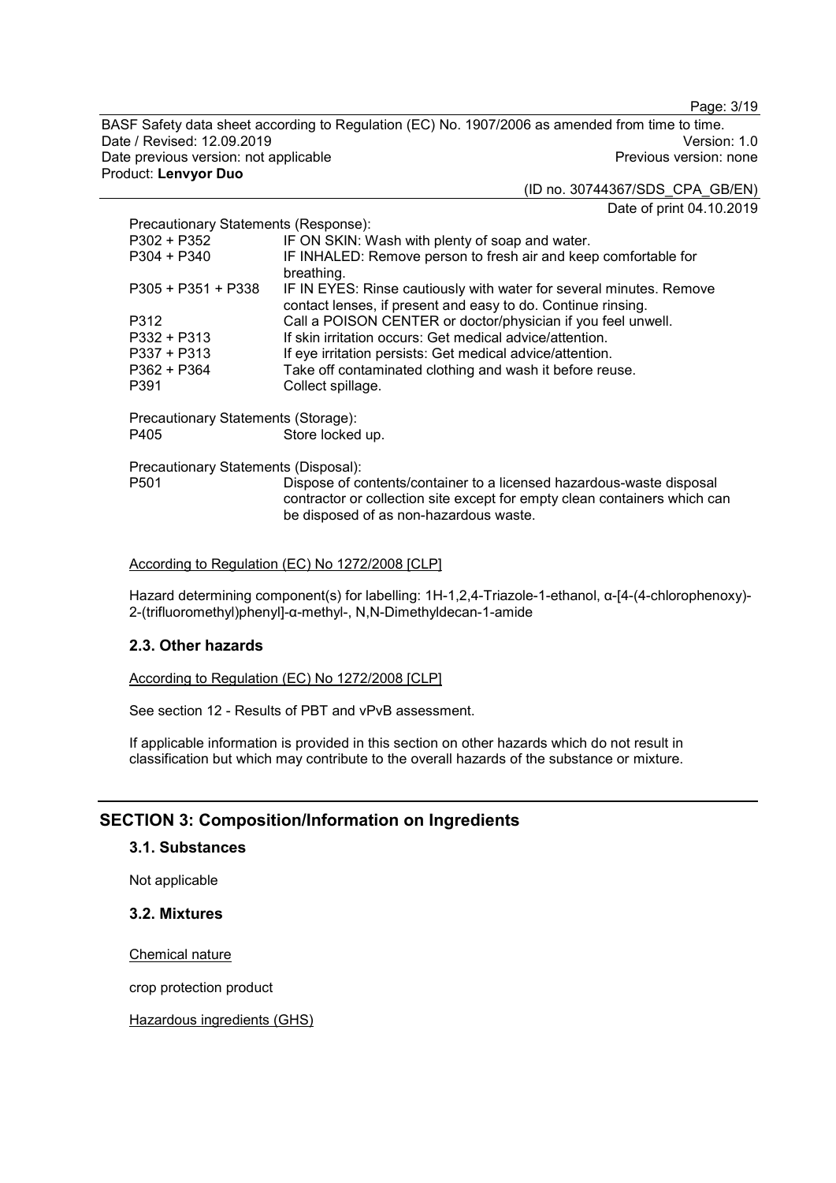Precautionary Statements (Response):

| | |
|---|---|
| P302 + P352 | IF ON SKIN: Wash with plenty of soap and water. |
| P304 + P340 | IF INHALED: Remove person to fresh air and keep comfortable for breathing. |
| P305 + P351 + P338 | IF IN EYES: Rinse cautiously with water for several minutes. Remove contact lenses, if present and easy to do. Continue rinsing. |
| P312 | Call a POISON CENTER or doctor/physician if you feel unwell. |
| P332 + P313 | If skin irritation occurs: Get medical advice/attention. |
| P337 + P313 | If eye irritation persists: Get medical advice/attention. |
| P362 + P364 | Take off contaminated clothing and wash it before reuse. |
| P391 | Collect spillage. |

Precautionary Statements (Storage):

| | |
|---|---|
| P405 | Store locked up. |

Precautionary Statements (Disposal):

| | |
|---|---|
| P501 | Dispose of contents/container to a licensed hazardous-waste disposal contractor or collection site except for empty clean containers which can be disposed of as non-hazardous waste. |

According to Regulation (EC) No 1272/2008 [CLP]

Hazard determining component(s) for labelling: 1H-1,2,4-Triazole-1-ethanol, α-[4-(4-chlorophenoxy)-2-(trifluoromethyl)phenyl]-α-methyl-, N,N-Dimethyldecan-1-amide

### 2.3. Other hazards

According to Regulation (EC) No 1272/2008 [CLP]

See section 12 - Results of PBT and vPvB assessment.

If applicable information is provided in this section on other hazards which do not result in classification but which may contribute to the overall hazards of the substance or mixture.

## SECTION 3: Composition/Information on Ingredients

### 3.1. Substances

Not applicable

### 3.2. Mixtures

Chemical nature

crop protection product

Hazardous ingredients (GHS)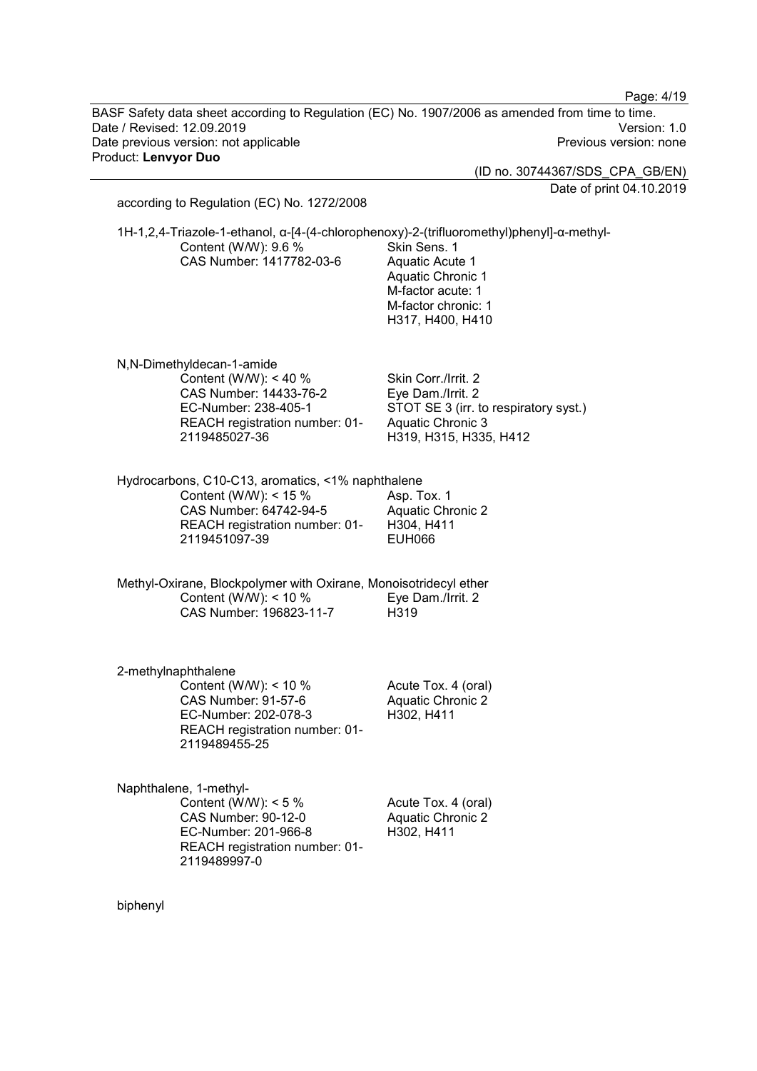according to Regulation (EC) No. 1272/2008

1H-1,2,4-Triazole-1-ethanol, α-[4-(4-chlorophenoxy)-2-(trifluoromethyl)phenyl]-α-methyl-

| | |
|---|---|
| Content (W/W): 9.6 %<br>CAS Number: 1417782-03-6 | Skin Sens. 1<br>Aquatic Acute 1<br>Aquatic Chronic 1<br>M-factor acute: 1<br>M-factor chronic: 1<br>H317, H400, H410 |

N,N-Dimethyldecan-1-amide

| | |
|---|---|
| Content (W/W): < 40 %<br>CAS Number: 14433-76-2<br>EC-Number: 238-405-1<br>REACH registration number: 01-2119485027-36 | Skin Corr./Irrit. 2<br>Eye Dam./Irrit. 2<br>STOT SE 3 (irr. to respiratory syst.)<br>Aquatic Chronic 3<br>H319, H315, H335, H412 |

Hydrocarbons, C10-C13, aromatics, <1% naphthalene

| | |
|---|---|
| Content (W/W): < 15 %<br>CAS Number: 64742-94-5<br>REACH registration number: 01-2119451097-39 | Asp. Tox. 1<br>Aquatic Chronic 2<br>H304, H411<br>EUH066 |

Methyl-Oxirane, Blockpolymer with Oxirane, Monoisotridecyl ether

| | |
|---|---|
| Content (W/W): < 10 %<br>CAS Number: 196823-11-7 | Eye Dam./Irrit. 2<br>H319 |

2-methylnaphthalene

| | |
|---|---|
| Content (W/W): < 10 %<br>CAS Number: 91-57-6<br>EC-Number: 202-078-3<br>REACH registration number: 01-2119489455-25 | Acute Tox. 4 (oral)<br>Aquatic Chronic 2<br>H302, H411 |

Naphthalene, 1-methyl-

| | |
|---|---|
| Content (W/W): < 5 %<br>CAS Number: 90-12-0<br>EC-Number: 201-966-8<br>REACH registration number: 01-2119489997-0 | Acute Tox. 4 (oral)<br>Aquatic Chronic 2<br>H302, H411 |

biphenyl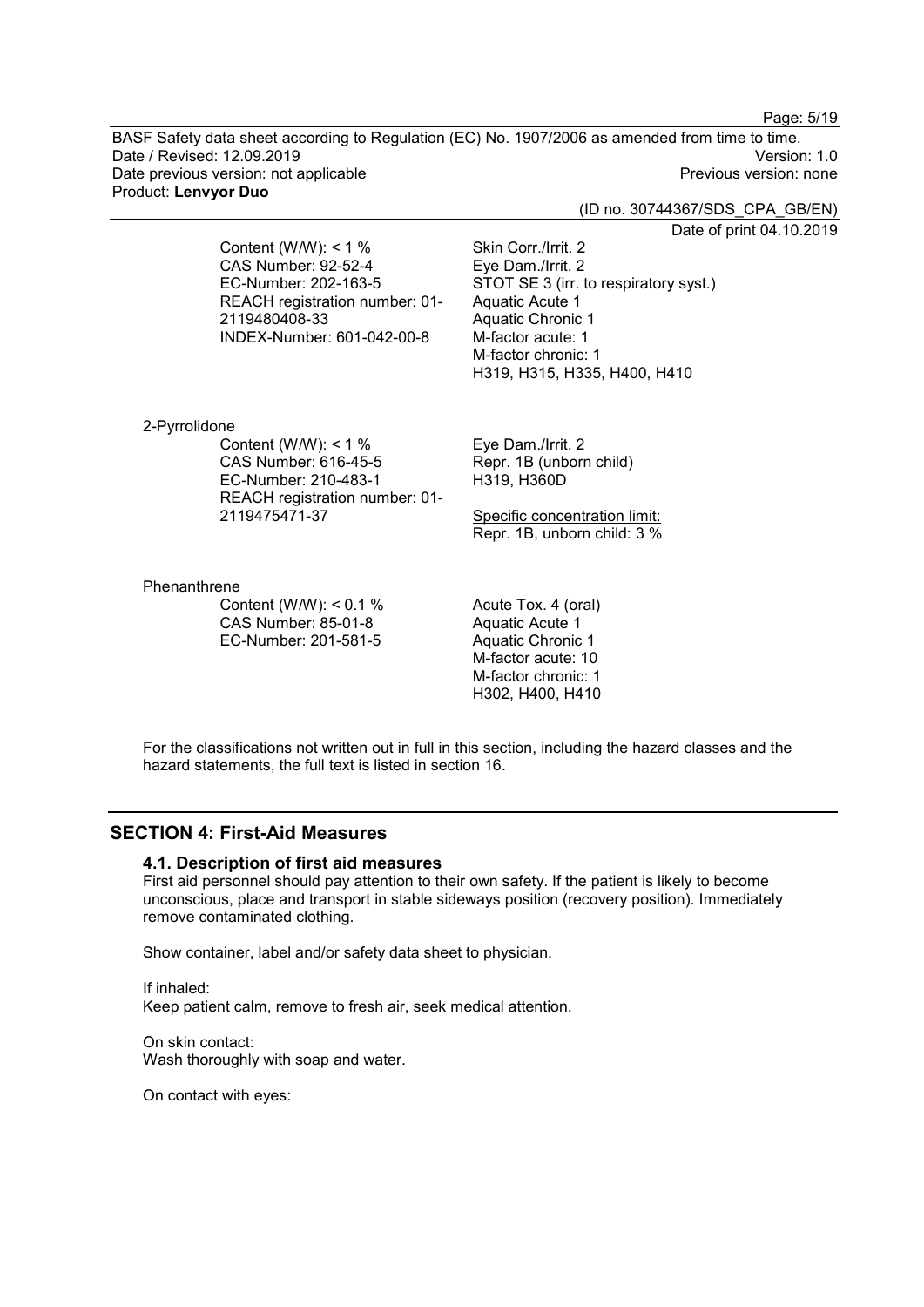| | |
|---|---|
| Content (W/W): < 1 %<br>CAS Number: 92-52-4<br>EC-Number: 202-163-5<br>REACH registration number: 01-2119480408-33<br>INDEX-Number: 601-042-00-8 | Skin Corr./Irrit. 2<br>Eye Dam./Irrit. 2<br>STOT SE 3 (irr. to respiratory syst.)<br>Aquatic Acute 1<br>Aquatic Chronic 1<br>M-factor acute: 1<br>M-factor chronic: 1<br>H319, H315, H335, H400, H410 |
| **2-Pyrrolidone** | |
| Content (W/W): < 1 %<br>CAS Number: 616-45-5<br>EC-Number: 210-483-1<br>REACH registration number: 01-2119475471-37 | Eye Dam./Irrit. 2<br>Repr. 1B (unborn child)<br>H319, H360D<br><br>Specific concentration limit:<br>Repr. 1B, unborn child: 3 % |
| **Phenanthrene** | |
| Content (W/W): < 0.1 %<br>CAS Number: 85-01-8<br>EC-Number: 201-581-5 | Acute Tox. 4 (oral)<br>Aquatic Acute 1<br>Aquatic Chronic 1<br>M-factor acute: 10<br>M-factor chronic: 1<br>H302, H400, H410 |

For the classifications not written out in full in this section, including the hazard classes and the hazard statements, the full text is listed in section 16.

## SECTION 4: First-Aid Measures

### 4.1. Description of first aid measures

First aid personnel should pay attention to their own safety. If the patient is likely to become unconscious, place and transport in stable sideways position (recovery position). Immediately remove contaminated clothing.

Show container, label and/or safety data sheet to physician.

If inhaled:
Keep patient calm, remove to fresh air, seek medical attention.

On skin contact:
Wash thoroughly with soap and water.

On contact with eyes: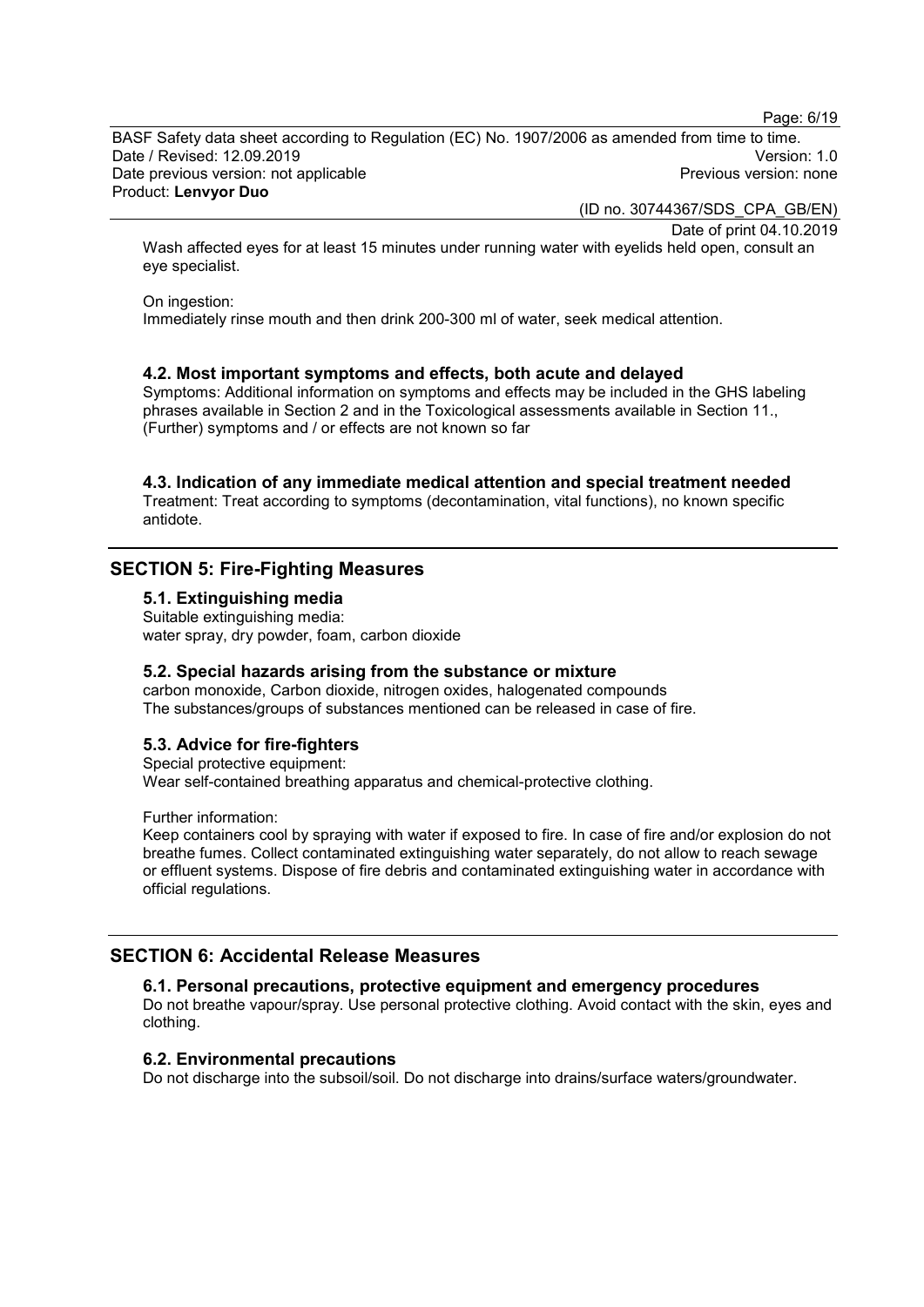Wash affected eyes for at least 15 minutes under running water with eyelids held open, consult an eye specialist.

On ingestion:
Immediately rinse mouth and then drink 200-300 ml of water, seek medical attention.

### 4.2. Most important symptoms and effects, both acute and delayed

Symptoms: Additional information on symptoms and effects may be included in the GHS labeling phrases available in Section 2 and in the Toxicological assessments available in Section 11., (Further) symptoms and / or effects are not known so far

### 4.3. Indication of any immediate medical attention and special treatment needed

Treatment: Treat according to symptoms (decontamination, vital functions), no known specific antidote.

## SECTION 5: Fire-Fighting Measures

### 5.1. Extinguishing media

Suitable extinguishing media:
water spray, dry powder, foam, carbon dioxide

### 5.2. Special hazards arising from the substance or mixture

carbon monoxide, Carbon dioxide, nitrogen oxides, halogenated compounds
The substances/groups of substances mentioned can be released in case of fire.

### 5.3. Advice for fire-fighters

Special protective equipment:
Wear self-contained breathing apparatus and chemical-protective clothing.

Further information:
Keep containers cool by spraying with water if exposed to fire. In case of fire and/or explosion do not breathe fumes. Collect contaminated extinguishing water separately, do not allow to reach sewage or effluent systems. Dispose of fire debris and contaminated extinguishing water in accordance with official regulations.

## SECTION 6: Accidental Release Measures

### 6.1. Personal precautions, protective equipment and emergency procedures

Do not breathe vapour/spray. Use personal protective clothing. Avoid contact with the skin, eyes and clothing.

### 6.2. Environmental precautions

Do not discharge into the subsoil/soil. Do not discharge into drains/surface waters/groundwater.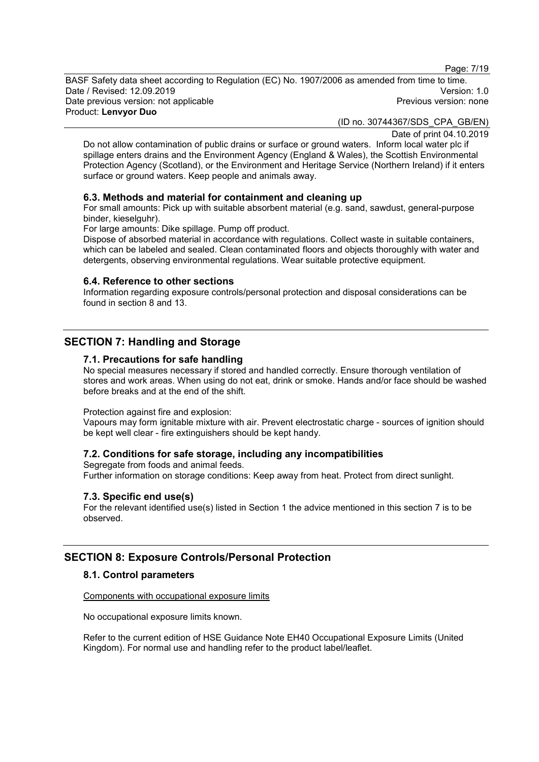Do not allow contamination of public drains or surface or ground waters. Inform local water plc if spillage enters drains and the Environment Agency (England & Wales), the Scottish Environmental Protection Agency (Scotland), or the Environment and Heritage Service (Northern Ireland) if it enters surface or ground waters. Keep people and animals away.

### 6.3. Methods and material for containment and cleaning up

For small amounts: Pick up with suitable absorbent material (e.g. sand, sawdust, general-purpose binder, kieselguhr).

For large amounts: Dike spillage. Pump off product.

Dispose of absorbed material in accordance with regulations. Collect waste in suitable containers, which can be labeled and sealed. Clean contaminated floors and objects thoroughly with water and detergents, observing environmental regulations. Wear suitable protective equipment.

### 6.4. Reference to other sections

Information regarding exposure controls/personal protection and disposal considerations can be found in section 8 and 13.

## SECTION 7: Handling and Storage

### 7.1. Precautions for safe handling

No special measures necessary if stored and handled correctly. Ensure thorough ventilation of stores and work areas. When using do not eat, drink or smoke. Hands and/or face should be washed before breaks and at the end of the shift.

Protection against fire and explosion:

Vapours may form ignitable mixture with air. Prevent electrostatic charge - sources of ignition should be kept well clear - fire extinguishers should be kept handy.

### 7.2. Conditions for safe storage, including any incompatibilities

Segregate from foods and animal feeds.

Further information on storage conditions: Keep away from heat. Protect from direct sunlight.

### 7.3. Specific end use(s)

For the relevant identified use(s) listed in Section 1 the advice mentioned in this section 7 is to be observed.

## SECTION 8: Exposure Controls/Personal Protection

### 8.1. Control parameters

Components with occupational exposure limits

No occupational exposure limits known.

Refer to the current edition of HSE Guidance Note EH40 Occupational Exposure Limits (United Kingdom). For normal use and handling refer to the product label/leaflet.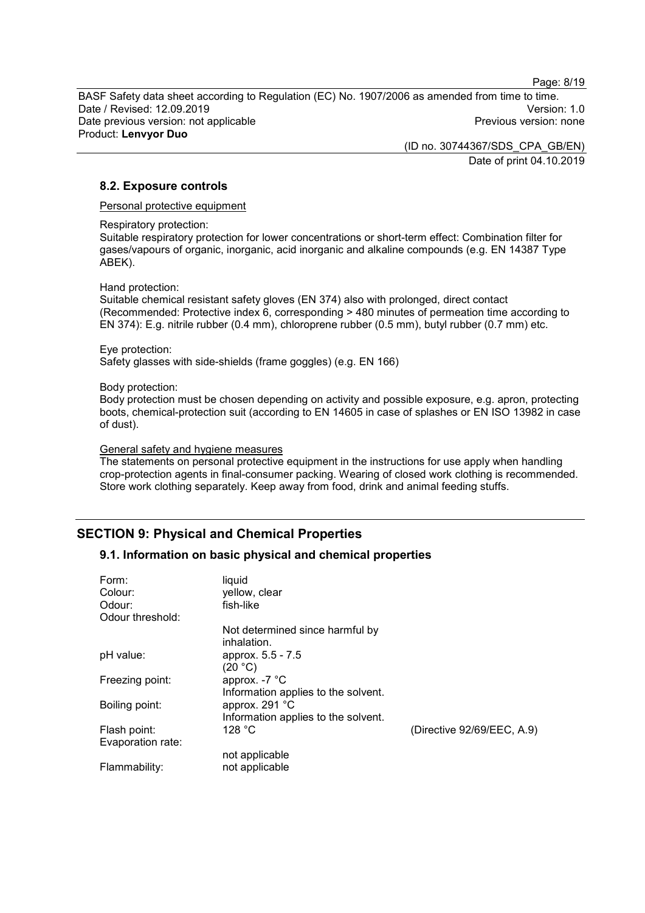### 8.2. Exposure controls

Personal protective equipment

Respiratory protection:
Suitable respiratory protection for lower concentrations or short-term effect: Combination filter for gases/vapours of organic, inorganic, acid inorganic and alkaline compounds (e.g. EN 14387 Type ABEK).

Hand protection:
Suitable chemical resistant safety gloves (EN 374) also with prolonged, direct contact (Recommended: Protective index 6, corresponding > 480 minutes of permeation time according to EN 374): E.g. nitrile rubber (0.4 mm), chloroprene rubber (0.5 mm), butyl rubber (0.7 mm) etc.

Eye protection:
Safety glasses with side-shields (frame goggles) (e.g. EN 166)

Body protection:
Body protection must be chosen depending on activity and possible exposure, e.g. apron, protecting boots, chemical-protection suit (according to EN 14605 in case of splashes or EN ISO 13982 in case of dust).

General safety and hygiene measures

The statements on personal protective equipment in the instructions for use apply when handling crop-protection agents in final-consumer packing. Wearing of closed work clothing is recommended. Store work clothing separately. Keep away from food, drink and animal feeding stuffs.

## SECTION 9: Physical and Chemical Properties

### 9.1. Information on basic physical and chemical properties

| | | |
|---|---|---|
| Form: | liquid | |
| Colour: | yellow, clear | |
| Odour: | fish-like | |
| Odour threshold: | Not determined since harmful by inhalation. | |
| pH value: | approx. 5.5 - 7.5 (20 °C) | |
| Freezing point: | approx. -7 °C Information applies to the solvent. | |
| Boiling point: | approx. 291 °C Information applies to the solvent. | |
| Flash point: | 128 °C | (Directive 92/69/EEC, A.9) |
| Evaporation rate: | not applicable | |
| Flammability: | not applicable | |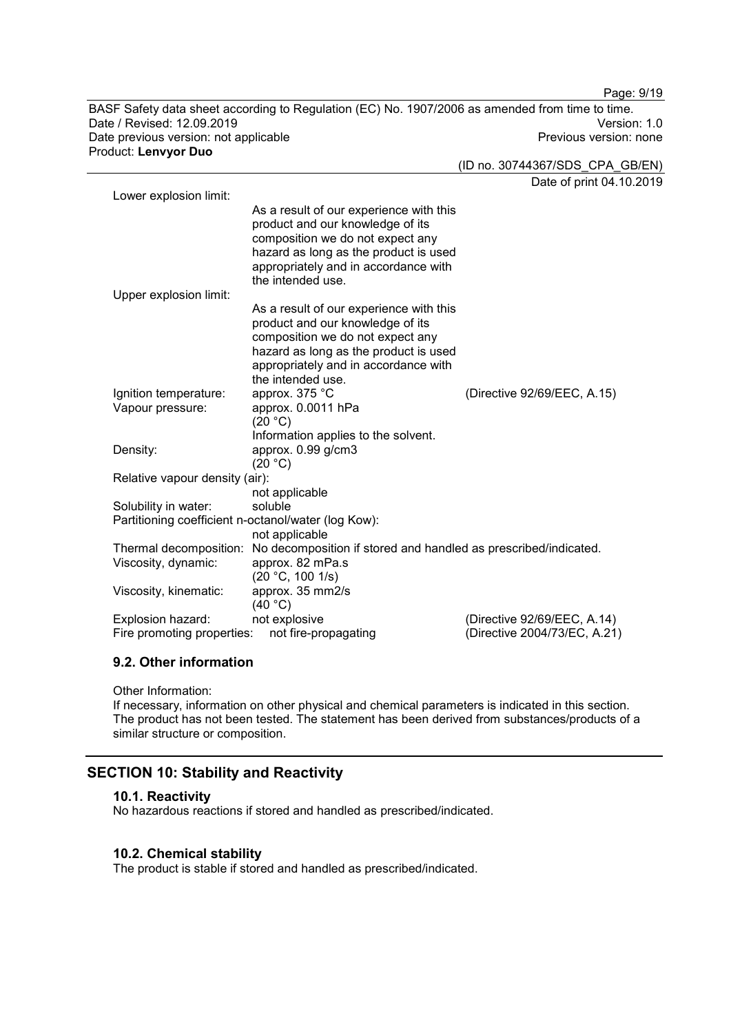| | | |
|---|---|---|
| Lower explosion limit: | As a result of our experience with this product and our knowledge of its composition we do not expect any hazard as long as the product is used appropriately and in accordance with the intended use. | |
| Upper explosion limit: | As a result of our experience with this product and our knowledge of its composition we do not expect any hazard as long as the product is used appropriately and in accordance with the intended use. | |
| Ignition temperature: | approx. 375 °C | (Directive 92/69/EEC, A.15) |
| Vapour pressure: | approx. 0.0011 hPa (20 °C) Information applies to the solvent. | |
| Density: | approx. 0.99 g/cm3 (20 °C) | |
| Relative vapour density (air): | not applicable | |
| Solubility in water: | soluble | |
| Partitioning coefficient n-octanol/water (log Kow): | not applicable | |
| Thermal decomposition: | No decomposition if stored and handled as prescribed/indicated. | |
| Viscosity, dynamic: | approx. 82 mPa.s (20 °C, 100 1/s) | |
| Viscosity, kinematic: | approx. 35 mm2/s (40 °C) | |
| Explosion hazard: | not explosive | (Directive 92/69/EEC, A.14) |
| Fire promoting properties: | not fire-propagating | (Directive 2004/73/EC, A.21) |

### 9.2. Other information

Other Information:
If necessary, information on other physical and chemical parameters is indicated in this section. The product has not been tested. The statement has been derived from substances/products of a similar structure or composition.

## SECTION 10: Stability and Reactivity

### 10.1. Reactivity

No hazardous reactions if stored and handled as prescribed/indicated.

### 10.2. Chemical stability

The product is stable if stored and handled as prescribed/indicated.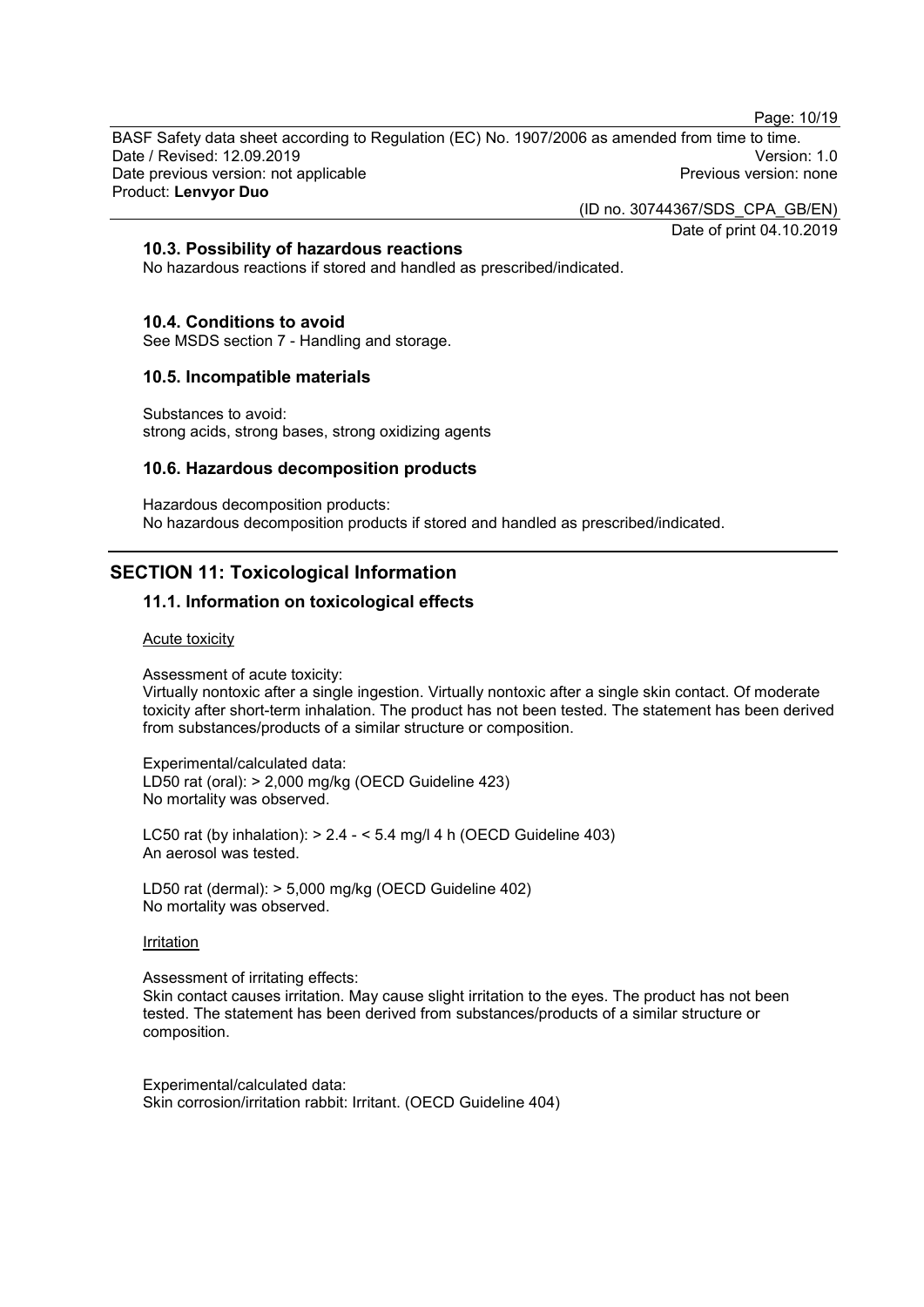### 10.3. Possibility of hazardous reactions

No hazardous reactions if stored and handled as prescribed/indicated.

### 10.4. Conditions to avoid

See MSDS section 7 - Handling and storage.

### 10.5. Incompatible materials

Substances to avoid:
strong acids, strong bases, strong oxidizing agents

### 10.6. Hazardous decomposition products

Hazardous decomposition products:
No hazardous decomposition products if stored and handled as prescribed/indicated.

## SECTION 11: Toxicological Information

### 11.1. Information on toxicological effects

Acute toxicity

Assessment of acute toxicity:
Virtually nontoxic after a single ingestion. Virtually nontoxic after a single skin contact. Of moderate toxicity after short-term inhalation. The product has not been tested. The statement has been derived from substances/products of a similar structure or composition.

Experimental/calculated data:
LD50 rat (oral): > 2,000 mg/kg (OECD Guideline 423)
No mortality was observed.

LC50 rat (by inhalation): > 2.4 - < 5.4 mg/l 4 h (OECD Guideline 403)
An aerosol was tested.

LD50 rat (dermal): > 5,000 mg/kg (OECD Guideline 402)
No mortality was observed.

Irritation

Assessment of irritating effects:
Skin contact causes irritation. May cause slight irritation to the eyes. The product has not been tested. The statement has been derived from substances/products of a similar structure or composition.

Experimental/calculated data:
Skin corrosion/irritation rabbit: Irritant. (OECD Guideline 404)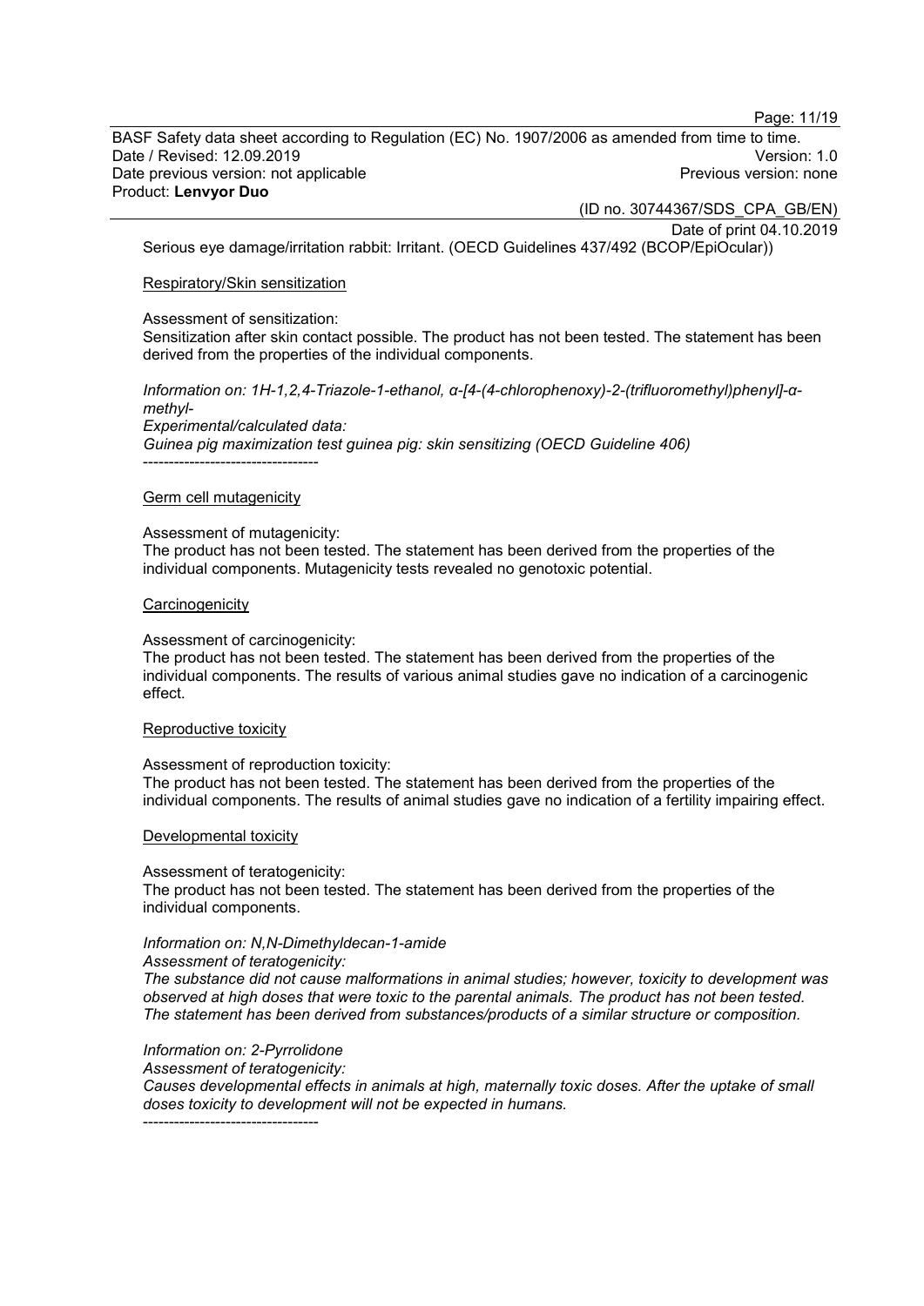Serious eye damage/irritation rabbit: Irritant. (OECD Guidelines 437/492 (BCOP/EpiOcular))

Respiratory/Skin sensitization

Assessment of sensitization:
Sensitization after skin contact possible. The product has not been tested. The statement has been derived from the properties of the individual components.

*Information on: 1H-1,2,4-Triazole-1-ethanol, α-[4-(4-chlorophenoxy)-2-(trifluoromethyl)phenyl]-α-methyl-*
*Experimental/calculated data:*
*Guinea pig maximization test guinea pig: skin sensitizing (OECD Guideline 406)*
----------------------------------

Germ cell mutagenicity

Assessment of mutagenicity:
The product has not been tested. The statement has been derived from the properties of the individual components. Mutagenicity tests revealed no genotoxic potential.

Carcinogenicity

Assessment of carcinogenicity:
The product has not been tested. The statement has been derived from the properties of the individual components. The results of various animal studies gave no indication of a carcinogenic effect.

Reproductive toxicity

Assessment of reproduction toxicity:
The product has not been tested. The statement has been derived from the properties of the individual components. The results of animal studies gave no indication of a fertility impairing effect.

Developmental toxicity

Assessment of teratogenicity:
The product has not been tested. The statement has been derived from the properties of the individual components.

*Information on: N,N-Dimethyldecan-1-amide*
*Assessment of teratogenicity:*
*The substance did not cause malformations in animal studies; however, toxicity to development was observed at high doses that were toxic to the parental animals. The product has not been tested. The statement has been derived from substances/products of a similar structure or composition.*

*Information on: 2-Pyrrolidone*
*Assessment of teratogenicity:*
*Causes developmental effects in animals at high, maternally toxic doses. After the uptake of small doses toxicity to development will not be expected in humans.*
----------------------------------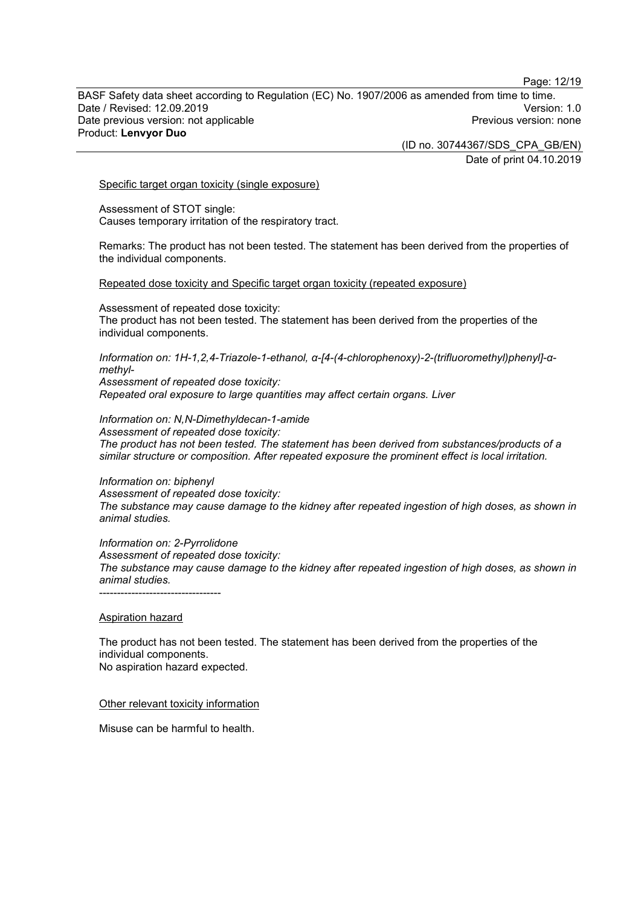Specific target organ toxicity (single exposure)

Assessment of STOT single:
Causes temporary irritation of the respiratory tract.

Remarks: The product has not been tested. The statement has been derived from the properties of the individual components.

Repeated dose toxicity and Specific target organ toxicity (repeated exposure)

Assessment of repeated dose toxicity:
The product has not been tested. The statement has been derived from the properties of the individual components.

*Information on: 1H-1,2,4-Triazole-1-ethanol, α-[4-(4-chlorophenoxy)-2-(trifluoromethyl)phenyl]-α-methyl-*
*Assessment of repeated dose toxicity:*
*Repeated oral exposure to large quantities may affect certain organs. Liver*

*Information on: N,N-Dimethyldecan-1-amide*
*Assessment of repeated dose toxicity:*
*The product has not been tested. The statement has been derived from substances/products of a similar structure or composition. After repeated exposure the prominent effect is local irritation.*

*Information on: biphenyl*
*Assessment of repeated dose toxicity:*
*The substance may cause damage to the kidney after repeated ingestion of high doses, as shown in animal studies.*

*Information on: 2-Pyrrolidone*
*Assessment of repeated dose toxicity:*
*The substance may cause damage to the kidney after repeated ingestion of high doses, as shown in animal studies.*
----------------------------------

Aspiration hazard

The product has not been tested. The statement has been derived from the properties of the individual components.
No aspiration hazard expected.

Other relevant toxicity information

Misuse can be harmful to health.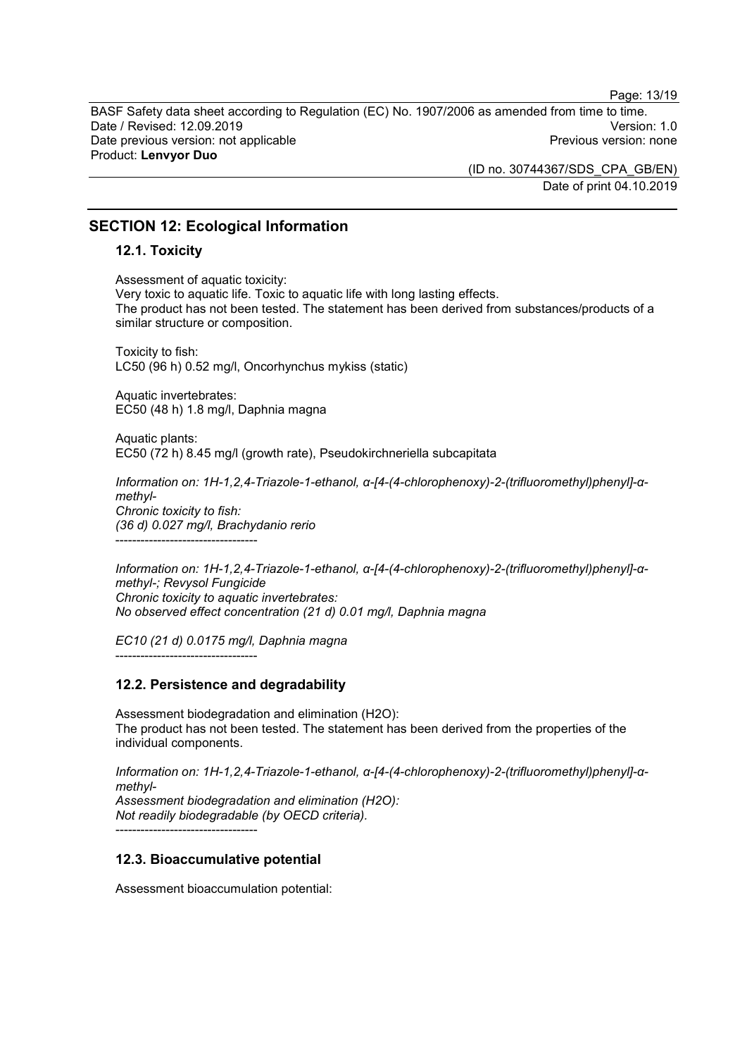## SECTION 12: Ecological Information

### 12.1. Toxicity

Assessment of aquatic toxicity:
Very toxic to aquatic life. Toxic to aquatic life with long lasting effects.
The product has not been tested. The statement has been derived from substances/products of a similar structure or composition.

Toxicity to fish:
LC50 (96 h) 0.52 mg/l, Oncorhynchus mykiss (static)

Aquatic invertebrates:
EC50 (48 h) 1.8 mg/l, Daphnia magna

Aquatic plants:
EC50 (72 h) 8.45 mg/l (growth rate), Pseudokirchneriella subcapitata

*Information on: 1H-1,2,4-Triazole-1-ethanol, α-[4-(4-chlorophenoxy)-2-(trifluoromethyl)phenyl]-α-methyl-*
*Chronic toxicity to fish:*
*(36 d) 0.027 mg/l, Brachydanio rerio*

----------------------------------

*Information on: 1H-1,2,4-Triazole-1-ethanol, α-[4-(4-chlorophenoxy)-2-(trifluoromethyl)phenyl]-α-methyl-; Revysol Fungicide*
*Chronic toxicity to aquatic invertebrates:*
*No observed effect concentration (21 d) 0.01 mg/l, Daphnia magna*

*EC10 (21 d) 0.0175 mg/l, Daphnia magna*

----------------------------------

### 12.2. Persistence and degradability

Assessment biodegradation and elimination (H2O):
The product has not been tested. The statement has been derived from the properties of the individual components.

*Information on: 1H-1,2,4-Triazole-1-ethanol, α-[4-(4-chlorophenoxy)-2-(trifluoromethyl)phenyl]-α-methyl-*
*Assessment biodegradation and elimination (H2O):*
*Not readily biodegradable (by OECD criteria).*

----------------------------------

### 12.3. Bioaccumulative potential

Assessment bioaccumulation potential: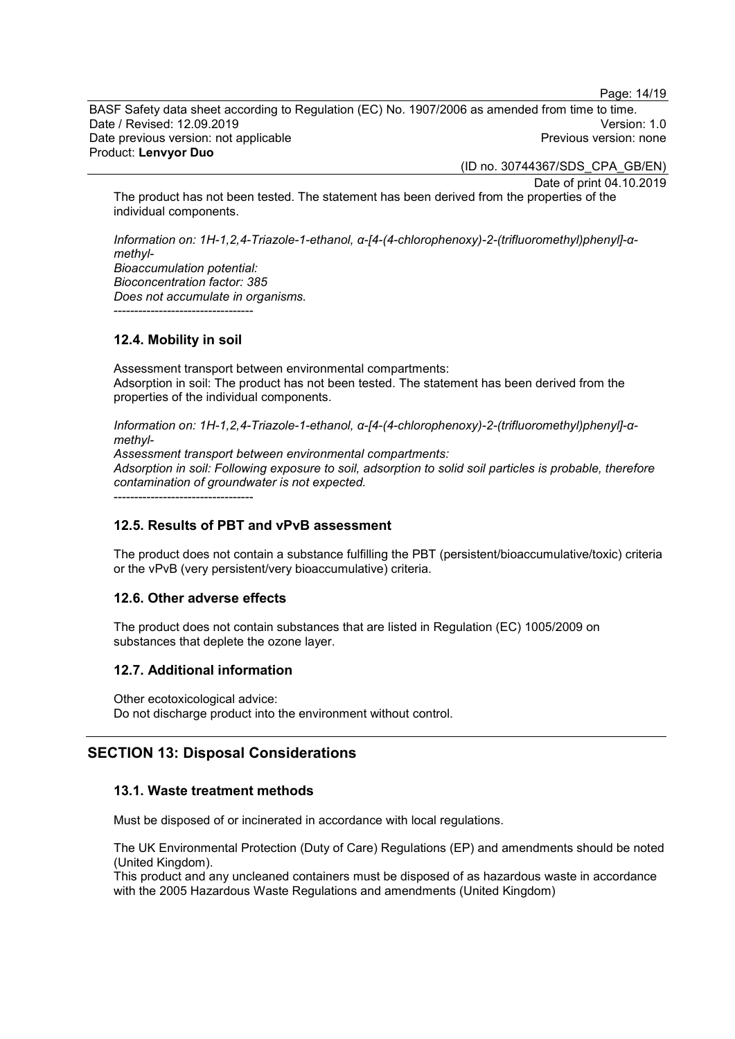The product has not been tested. The statement has been derived from the properties of the individual components.

*Information on: 1H-1,2,4-Triazole-1-ethanol, α-[4-(4-chlorophenoxy)-2-(trifluoromethyl)phenyl]-α-methyl-*
*Bioaccumulation potential:*
*Bioconcentration factor: 385*
*Does not accumulate in organisms.*
----------------------------------

### 12.4. Mobility in soil

Assessment transport between environmental compartments:
Adsorption in soil: The product has not been tested. The statement has been derived from the properties of the individual components.

*Information on: 1H-1,2,4-Triazole-1-ethanol, α-[4-(4-chlorophenoxy)-2-(trifluoromethyl)phenyl]-α-methyl-*
*Assessment transport between environmental compartments:*
*Adsorption in soil: Following exposure to soil, adsorption to solid soil particles is probable, therefore contamination of groundwater is not expected.*
----------------------------------

### 12.5. Results of PBT and vPvB assessment

The product does not contain a substance fulfilling the PBT (persistent/bioaccumulative/toxic) criteria or the vPvB (very persistent/very bioaccumulative) criteria.

### 12.6. Other adverse effects

The product does not contain substances that are listed in Regulation (EC) 1005/2009 on substances that deplete the ozone layer.

### 12.7. Additional information

Other ecotoxicological advice:
Do not discharge product into the environment without control.

## SECTION 13: Disposal Considerations

### 13.1. Waste treatment methods

Must be disposed of or incinerated in accordance with local regulations.

The UK Environmental Protection (Duty of Care) Regulations (EP) and amendments should be noted (United Kingdom).
This product and any uncleaned containers must be disposed of as hazardous waste in accordance with the 2005 Hazardous Waste Regulations and amendments (United Kingdom)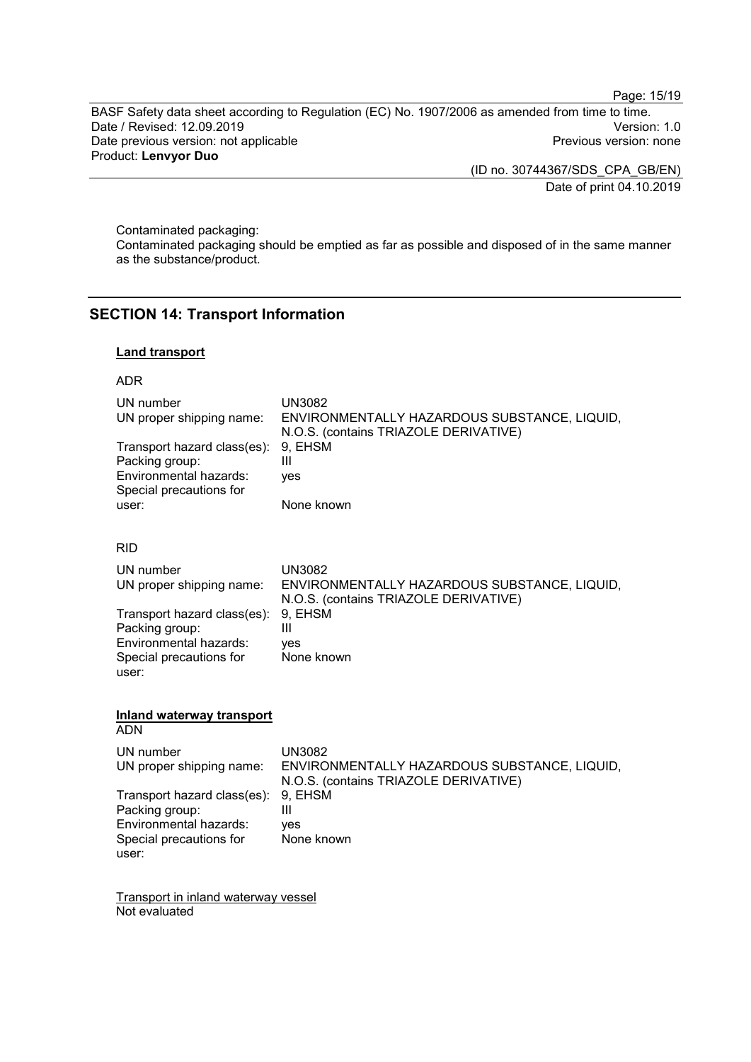Contaminated packaging:
Contaminated packaging should be emptied as far as possible and disposed of in the same manner as the substance/product.

## SECTION 14: Transport Information

**Land transport**

ADR

| | |
|---|---|
| UN number | UN3082 |
| UN proper shipping name: | ENVIRONMENTALLY HAZARDOUS SUBSTANCE, LIQUID, N.O.S. (contains TRIAZOLE DERIVATIVE) |
| Transport hazard class(es): | 9, EHSM |
| Packing group: | III |
| Environmental hazards: | yes |
| Special precautions for user: | None known |

RID

| | |
|---|---|
| UN number | UN3082 |
| UN proper shipping name: | ENVIRONMENTALLY HAZARDOUS SUBSTANCE, LIQUID, N.O.S. (contains TRIAZOLE DERIVATIVE) |
| Transport hazard class(es): | 9, EHSM |
| Packing group: | III |
| Environmental hazards: | yes |
| Special precautions for user: | None known |

**Inland waterway transport**

ADN

| | |
|---|---|
| UN number | UN3082 |
| UN proper shipping name: | ENVIRONMENTALLY HAZARDOUS SUBSTANCE, LIQUID, N.O.S. (contains TRIAZOLE DERIVATIVE) |
| Transport hazard class(es): | 9, EHSM |
| Packing group: | III |
| Environmental hazards: | yes |
| Special precautions for user: | None known |

Transport in inland waterway vessel
Not evaluated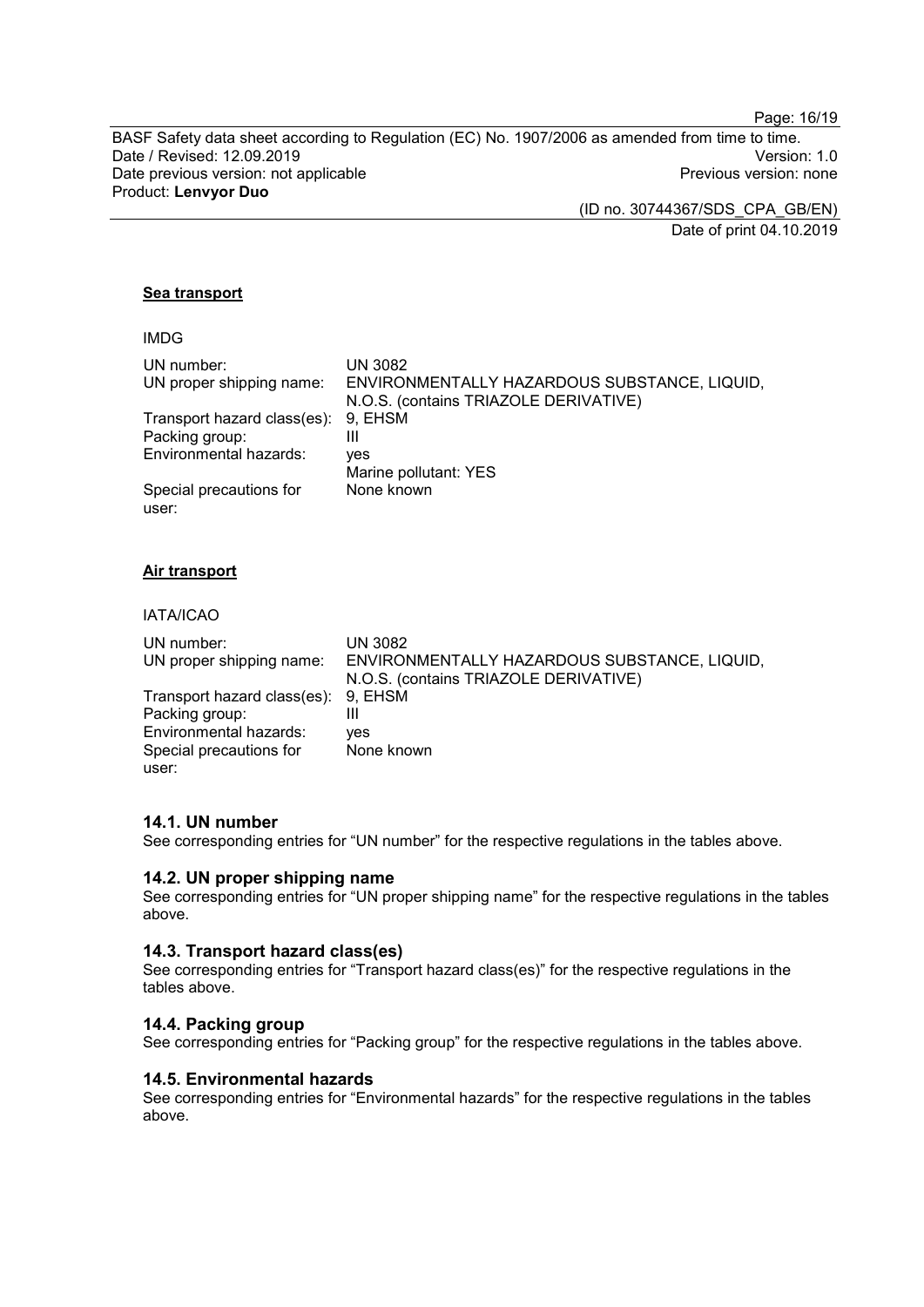**Sea transport**

IMDG

| | |
|---|---|
| UN number: | UN 3082 |
| UN proper shipping name: | ENVIRONMENTALLY HAZARDOUS SUBSTANCE, LIQUID, N.O.S. (contains TRIAZOLE DERIVATIVE) |
| Transport hazard class(es): | 9, EHSM |
| Packing group: | III |
| Environmental hazards: | yes<br>Marine pollutant: YES |
| Special precautions for user: | None known |

**Air transport**

IATA/ICAO

| | |
|---|---|
| UN number: | UN 3082 |
| UN proper shipping name: | ENVIRONMENTALLY HAZARDOUS SUBSTANCE, LIQUID, N.O.S. (contains TRIAZOLE DERIVATIVE) |
| Transport hazard class(es): | 9, EHSM |
| Packing group: | III |
| Environmental hazards: | yes |
| Special precautions for user: | None known |

## 14.1. UN number

See corresponding entries for “UN number” for the respective regulations in the tables above.

## 14.2. UN proper shipping name

See corresponding entries for “UN proper shipping name” for the respective regulations in the tables above.

## 14.3. Transport hazard class(es)

See corresponding entries for “Transport hazard class(es)” for the respective regulations in the tables above.

## 14.4. Packing group

See corresponding entries for “Packing group” for the respective regulations in the tables above.

## 14.5. Environmental hazards

See corresponding entries for “Environmental hazards” for the respective regulations in the tables above.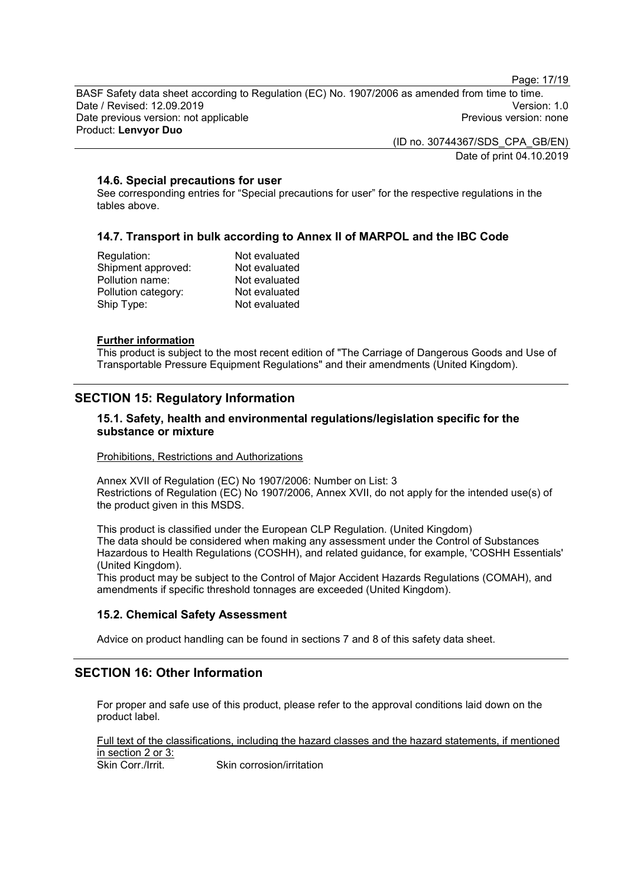### 14.6. Special precautions for user

See corresponding entries for “Special precautions for user” for the respective regulations in the tables above.

### 14.7. Transport in bulk according to Annex II of MARPOL and the IBC Code

| | |
|---|---|
| Regulation: | Not evaluated |
| Shipment approved: | Not evaluated |
| Pollution name: | Not evaluated |
| Pollution category: | Not evaluated |
| Ship Type: | Not evaluated |

**Further information**

This product is subject to the most recent edition of "The Carriage of Dangerous Goods and Use of Transportable Pressure Equipment Regulations" and their amendments (United Kingdom).

## SECTION 15: Regulatory Information

### 15.1. Safety, health and environmental regulations/legislation specific for the substance or mixture

Prohibitions, Restrictions and Authorizations

Annex XVII of Regulation (EC) No 1907/2006: Number on List: 3
Restrictions of Regulation (EC) No 1907/2006, Annex XVII, do not apply for the intended use(s) of the product given in this MSDS.

This product is classified under the European CLP Regulation. (United Kingdom)
The data should be considered when making any assessment under the Control of Substances Hazardous to Health Regulations (COSHH), and related guidance, for example, 'COSHH Essentials' (United Kingdom).
This product may be subject to the Control of Major Accident Hazards Regulations (COMAH), and amendments if specific threshold tonnages are exceeded (United Kingdom).

### 15.2. Chemical Safety Assessment

Advice on product handling can be found in sections 7 and 8 of this safety data sheet.

## SECTION 16: Other Information

For proper and safe use of this product, please refer to the approval conditions laid down on the product label.

Full text of the classifications, including the hazard classes and the hazard statements, if mentioned in section 2 or 3:

| | |
|---|---|
| Skin Corr./Irrit. | Skin corrosion/irritation |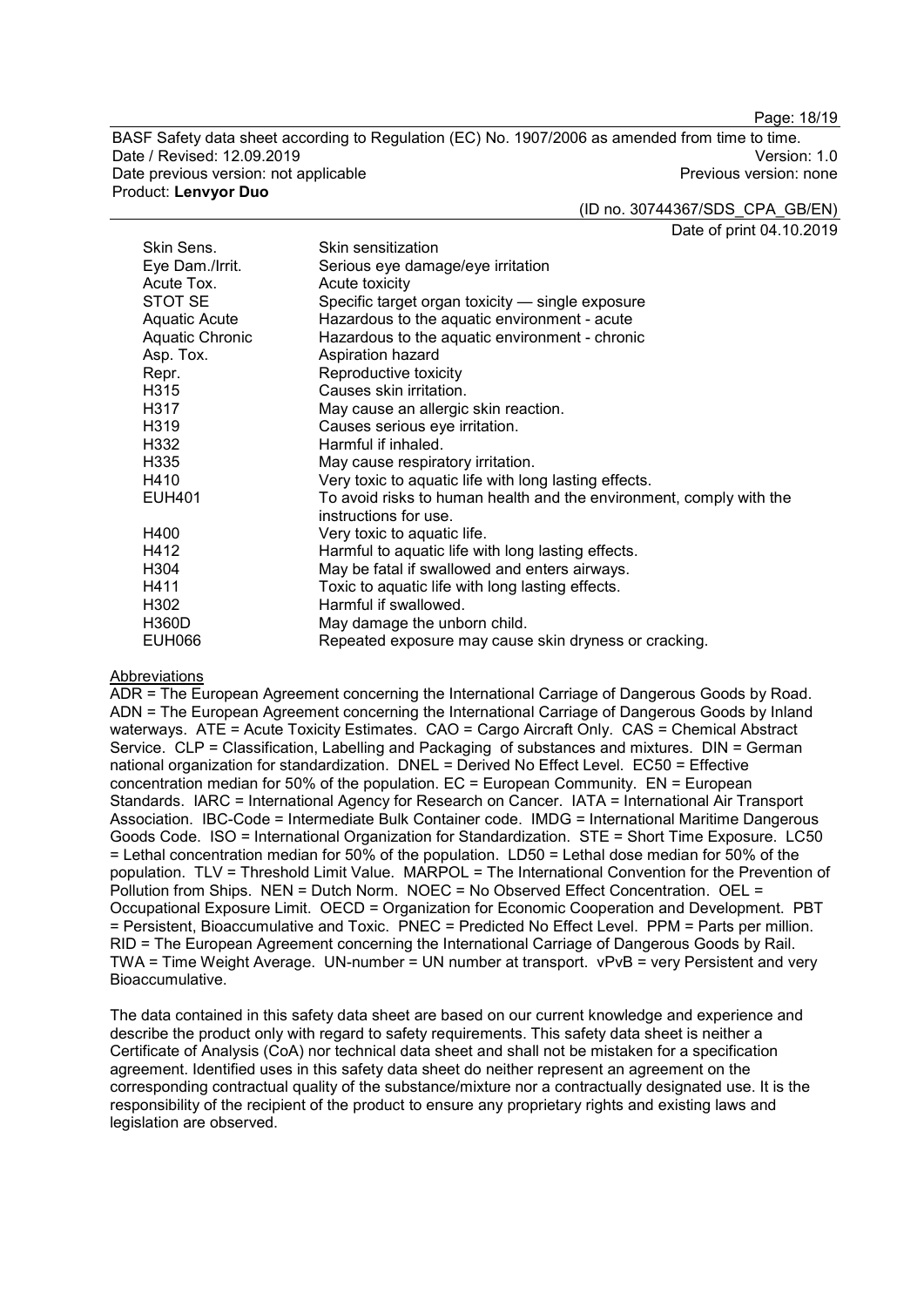| | |
|---|---|
| Skin Sens. | Skin sensitization |
| Eye Dam./Irrit. | Serious eye damage/eye irritation |
| Acute Tox. | Acute toxicity |
| STOT SE | Specific target organ toxicity — single exposure |
| Aquatic Acute | Hazardous to the aquatic environment - acute |
| Aquatic Chronic | Hazardous to the aquatic environment - chronic |
| Asp. Tox. | Aspiration hazard |
| Repr. | Reproductive toxicity |
| H315 | Causes skin irritation. |
| H317 | May cause an allergic skin reaction. |
| H319 | Causes serious eye irritation. |
| H332 | Harmful if inhaled. |
| H335 | May cause respiratory irritation. |
| H410 | Very toxic to aquatic life with long lasting effects. |
| EUH401 | To avoid risks to human health and the environment, comply with the instructions for use. |
| H400 | Very toxic to aquatic life. |
| H412 | Harmful to aquatic life with long lasting effects. |
| H304 | May be fatal if swallowed and enters airways. |
| H411 | Toxic to aquatic life with long lasting effects. |
| H302 | Harmful if swallowed. |
| H360D | May damage the unborn child. |
| EUH066 | Repeated exposure may cause skin dryness or cracking. |

Abbreviations

ADR = The European Agreement concerning the International Carriage of Dangerous Goods by Road. ADN = The European Agreement concerning the International Carriage of Dangerous Goods by Inland waterways. ATE = Acute Toxicity Estimates. CAO = Cargo Aircraft Only. CAS = Chemical Abstract Service. CLP = Classification, Labelling and Packaging of substances and mixtures. DIN = German national organization for standardization. DNEL = Derived No Effect Level. EC50 = Effective concentration median for 50% of the population. EC = European Community. EN = European Standards. IARC = International Agency for Research on Cancer. IATA = International Air Transport Association. IBC-Code = Intermediate Bulk Container code. IMDG = International Maritime Dangerous Goods Code. ISO = International Organization for Standardization. STE = Short Time Exposure. LC50 = Lethal concentration median for 50% of the population. LD50 = Lethal dose median for 50% of the population. TLV = Threshold Limit Value. MARPOL = The International Convention for the Prevention of Pollution from Ships. NEN = Dutch Norm. NOEC = No Observed Effect Concentration. OEL = Occupational Exposure Limit. OECD = Organization for Economic Cooperation and Development. PBT = Persistent, Bioaccumulative and Toxic. PNEC = Predicted No Effect Level. PPM = Parts per million. RID = The European Agreement concerning the International Carriage of Dangerous Goods by Rail. TWA = Time Weight Average. UN-number = UN number at transport. vPvB = very Persistent and very Bioaccumulative.

The data contained in this safety data sheet are based on our current knowledge and experience and describe the product only with regard to safety requirements. This safety data sheet is neither a Certificate of Analysis (CoA) nor technical data sheet and shall not be mistaken for a specification agreement. Identified uses in this safety data sheet do neither represent an agreement on the corresponding contractual quality of the substance/mixture nor a contractually designated use. It is the responsibility of the recipient of the product to ensure any proprietary rights and existing laws and legislation are observed.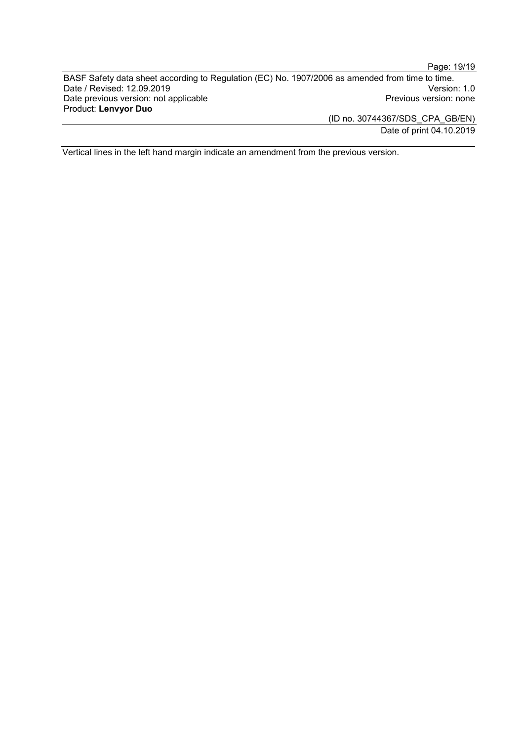Vertical lines in the left hand margin indicate an amendment from the previous version.